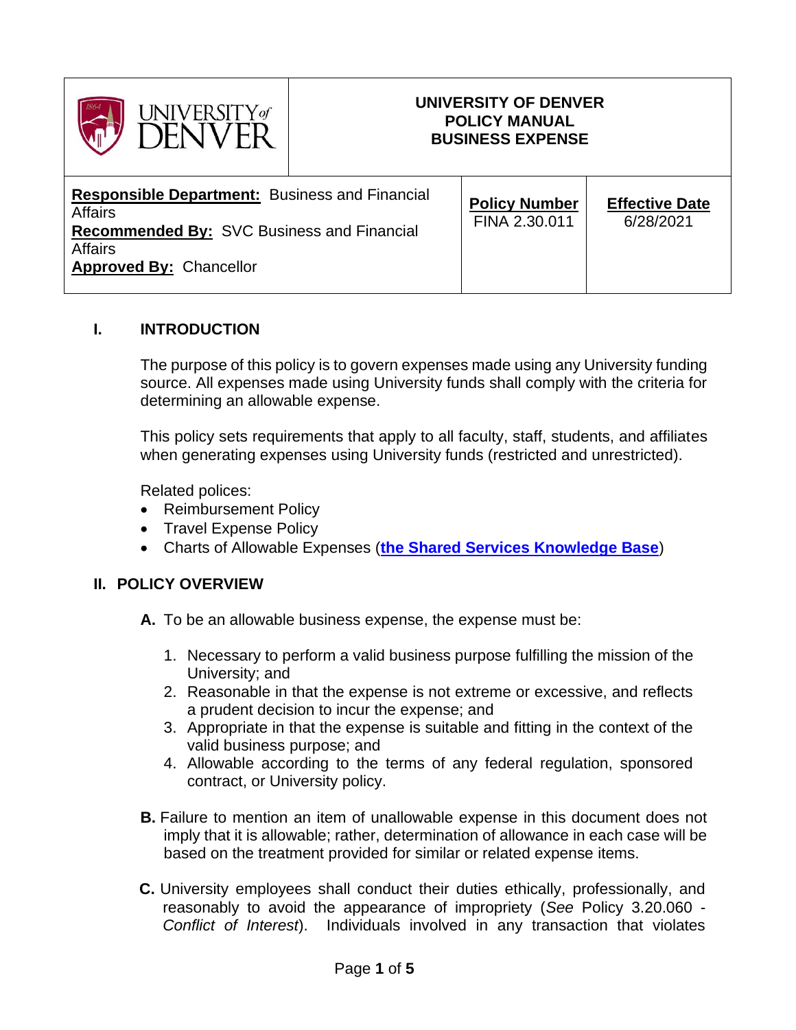| UNIVERSITY of DENVER | UNIVERSITY OF DENVER<br>POLICY MANUAL<br>BUSINESS EXPENSE | |
|---|---|---|
| **Responsible Department:** Business and Financial Affairs<br>**Recommended By:** SVC Business and Financial Affairs<br>**Approved By:** Chancellor | **Policy Number**<br>FINA 2.30.011 | **Effective Date**<br>6/28/2021 |

## I. INTRODUCTION

The purpose of this policy is to govern expenses made using any University funding source. All expenses made using University funds shall comply with the criteria for determining an allowable expense.

This policy sets requirements that apply to all faculty, staff, students, and affiliates when generating expenses using University funds (restricted and unrestricted).

Related polices:

- Reimbursement Policy
- Travel Expense Policy
- Charts of Allowable Expenses (**the Shared Services Knowledge Base**)

## II. POLICY OVERVIEW

**A.** To be an allowable business expense, the expense must be:

1. Necessary to perform a valid business purpose fulfilling the mission of the University; and
2. Reasonable in that the expense is not extreme or excessive, and reflects a prudent decision to incur the expense; and
3. Appropriate in that the expense is suitable and fitting in the context of the valid business purpose; and
4. Allowable according to the terms of any federal regulation, sponsored contract, or University policy.

**B.** Failure to mention an item of unallowable expense in this document does not imply that it is allowable; rather, determination of allowance in each case will be based on the treatment provided for similar or related expense items.

**C.** University employees shall conduct their duties ethically, professionally, and reasonably to avoid the appearance of impropriety (*See* Policy 3.20.060 - *Conflict of Interest*). Individuals involved in any transaction that violates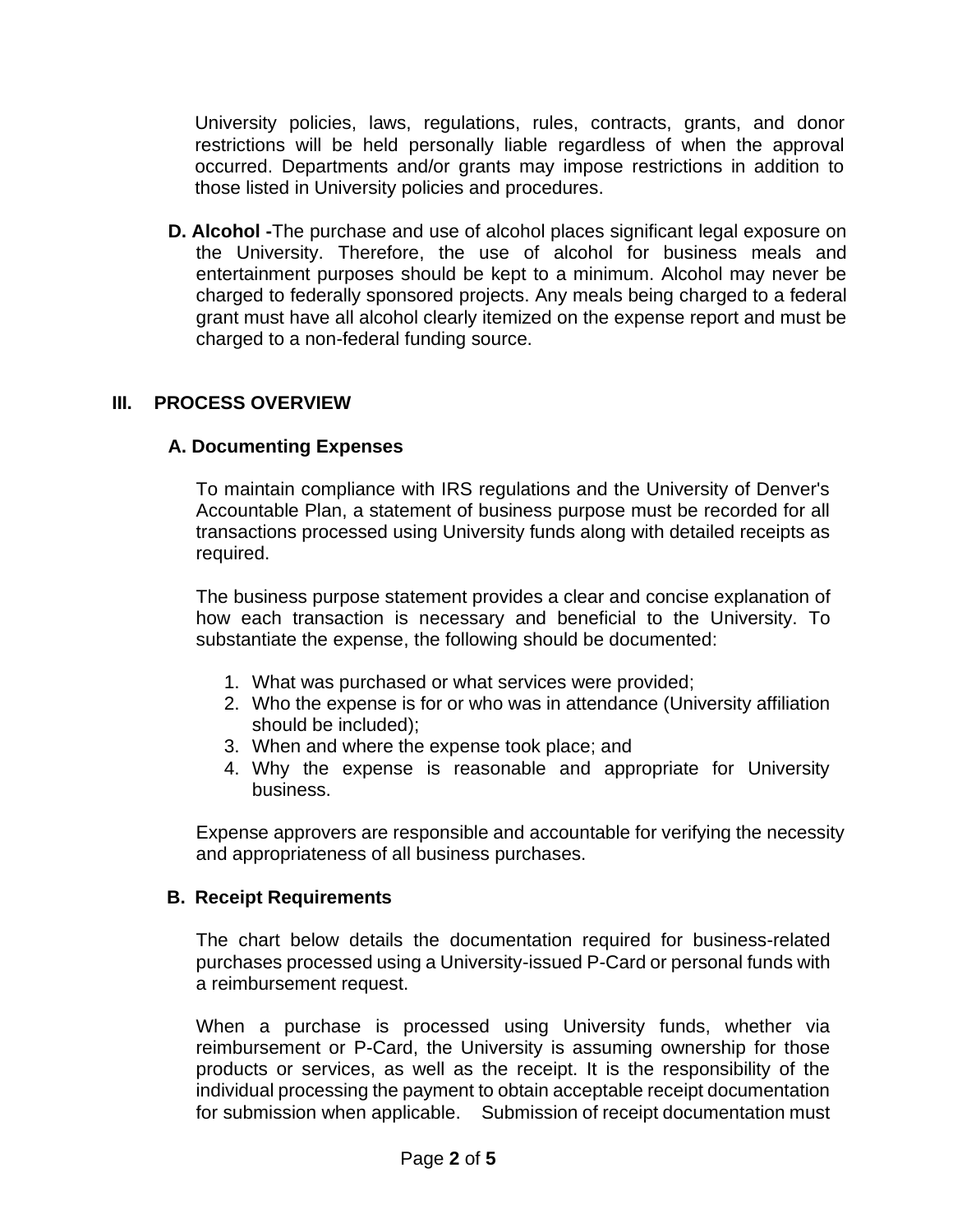University policies, laws, regulations, rules, contracts, grants, and donor restrictions will be held personally liable regardless of when the approval occurred. Departments and/or grants may impose restrictions in addition to those listed in University policies and procedures.

**D. Alcohol -** The purchase and use of alcohol places significant legal exposure on the University. Therefore, the use of alcohol for business meals and entertainment purposes should be kept to a minimum. Alcohol may never be charged to federally sponsored projects. Any meals being charged to a federal grant must have all alcohol clearly itemized on the expense report and must be charged to a non-federal funding source.

## III. PROCESS OVERVIEW

### A. Documenting Expenses

To maintain compliance with IRS regulations and the University of Denver's Accountable Plan, a statement of business purpose must be recorded for all transactions processed using University funds along with detailed receipts as required.

The business purpose statement provides a clear and concise explanation of how each transaction is necessary and beneficial to the University. To substantiate the expense, the following should be documented:

1. What was purchased or what services were provided;
2. Who the expense is for or who was in attendance (University affiliation should be included);
3. When and where the expense took place; and
4. Why the expense is reasonable and appropriate for University business.

Expense approvers are responsible and accountable for verifying the necessity and appropriateness of all business purchases.

### B. Receipt Requirements

The chart below details the documentation required for business-related purchases processed using a University-issued P-Card or personal funds with a reimbursement request.

When a purchase is processed using University funds, whether via reimbursement or P-Card, the University is assuming ownership for those products or services, as well as the receipt. It is the responsibility of the individual processing the payment to obtain acceptable receipt documentation for submission when applicable. Submission of receipt documentation must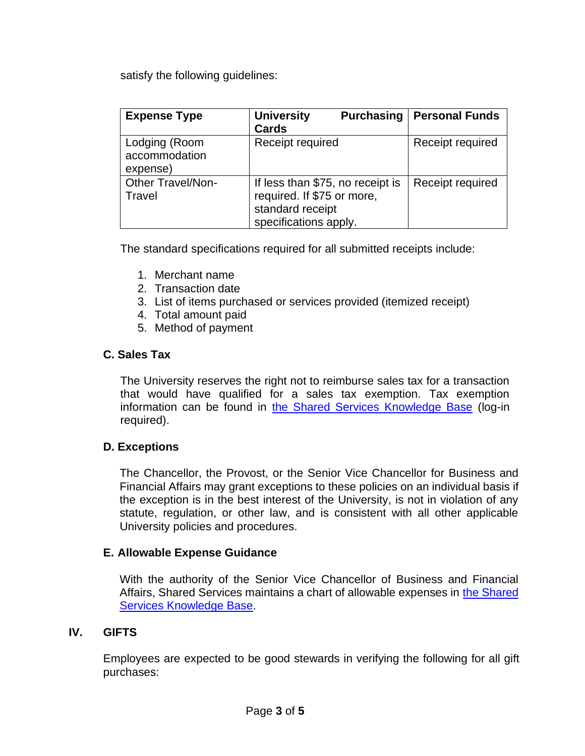satisfy the following guidelines:

| Expense Type | University Purchasing Cards | Personal Funds |
|---|---|---|
| Lodging (Room accommodation expense) | Receipt required | Receipt required |
| Other Travel/Non-Travel | If less than $75, no receipt is required. If $75 or more, standard receipt specifications apply. | Receipt required |

The standard specifications required for all submitted receipts include:

1. Merchant name
2. Transaction date
3. List of items purchased or services provided (itemized receipt)
4. Total amount paid
5. Method of payment

### C. Sales Tax

The University reserves the right not to reimburse sales tax for a transaction that would have qualified for a sales tax exemption. Tax exemption information can be found in the Shared Services Knowledge Base (log-in required).

### D. Exceptions

The Chancellor, the Provost, or the Senior Vice Chancellor for Business and Financial Affairs may grant exceptions to these policies on an individual basis if the exception is in the best interest of the University, is not in violation of any statute, regulation, or other law, and is consistent with all other applicable University policies and procedures.

### E. Allowable Expense Guidance

With the authority of the Senior Vice Chancellor of Business and Financial Affairs, Shared Services maintains a chart of allowable expenses in the Shared Services Knowledge Base.

## IV. GIFTS

Employees are expected to be good stewards in verifying the following for all gift purchases: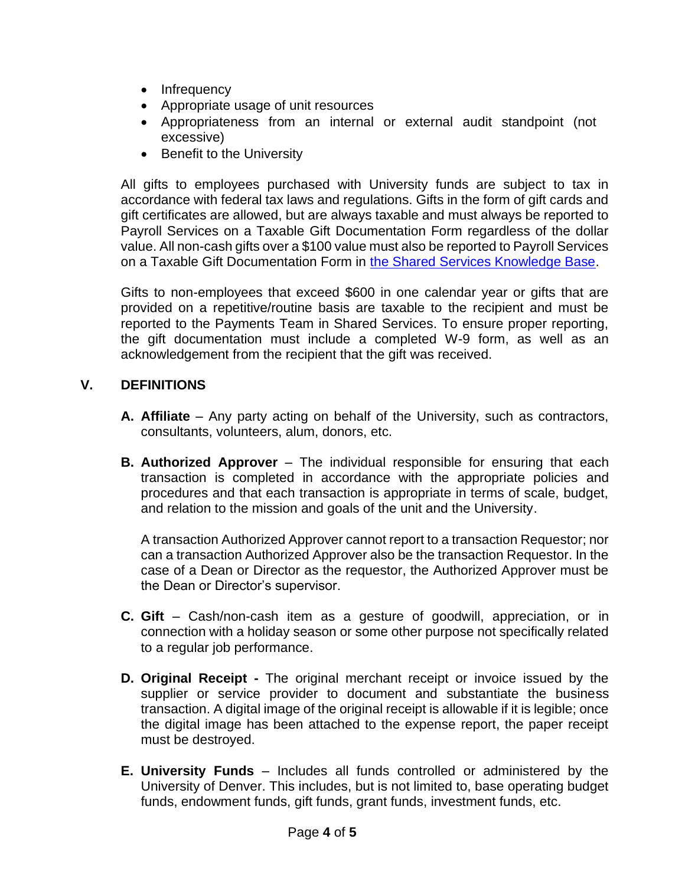- Infrequency
- Appropriate usage of unit resources
- Appropriateness from an internal or external audit standpoint (not excessive)
- Benefit to the University

All gifts to employees purchased with University funds are subject to tax in accordance with federal tax laws and regulations. Gifts in the form of gift cards and gift certificates are allowed, but are always taxable and must always be reported to Payroll Services on a Taxable Gift Documentation Form regardless of the dollar value. All non-cash gifts over a $100 value must also be reported to Payroll Services on a Taxable Gift Documentation Form in [the Shared Services Knowledge Base](#).

Gifts to non-employees that exceed $600 in one calendar year or gifts that are provided on a repetitive/routine basis are taxable to the recipient and must be reported to the Payments Team in Shared Services. To ensure proper reporting, the gift documentation must include a completed W-9 form, as well as an acknowledgement from the recipient that the gift was received.

## V. DEFINITIONS

**A. Affiliate** – Any party acting on behalf of the University, such as contractors, consultants, volunteers, alum, donors, etc.

**B. Authorized Approver** – The individual responsible for ensuring that each transaction is completed in accordance with the appropriate policies and procedures and that each transaction is appropriate in terms of scale, budget, and relation to the mission and goals of the unit and the University.

A transaction Authorized Approver cannot report to a transaction Requestor; nor can a transaction Authorized Approver also be the transaction Requestor. In the case of a Dean or Director as the requestor, the Authorized Approver must be the Dean or Director's supervisor.

**C. Gift** – Cash/non-cash item as a gesture of goodwill, appreciation, or in connection with a holiday season or some other purpose not specifically related to a regular job performance.

**D. Original Receipt -** The original merchant receipt or invoice issued by the supplier or service provider to document and substantiate the business transaction. A digital image of the original receipt is allowable if it is legible; once the digital image has been attached to the expense report, the paper receipt must be destroyed.

**E. University Funds** – Includes all funds controlled or administered by the University of Denver. This includes, but is not limited to, base operating budget funds, endowment funds, gift funds, grant funds, investment funds, etc.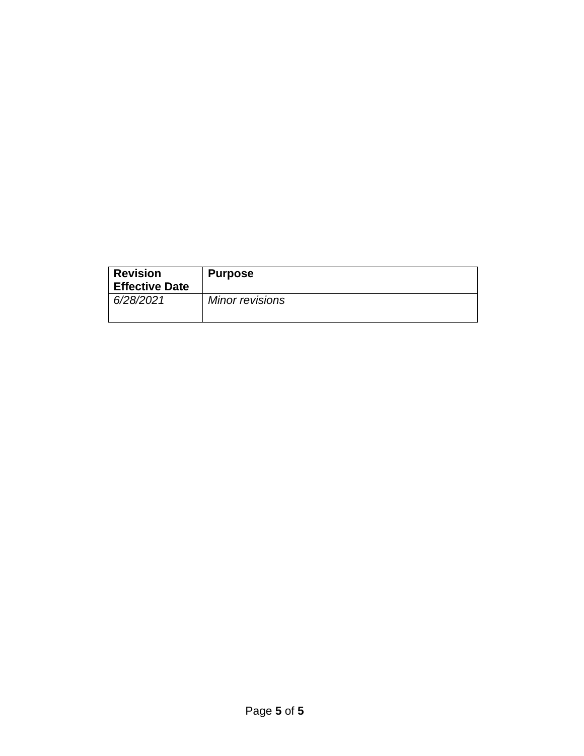| **Revision Effective Date** | **Purpose** |
|---|---|
| *6/28/2021* | *Minor revisions* |